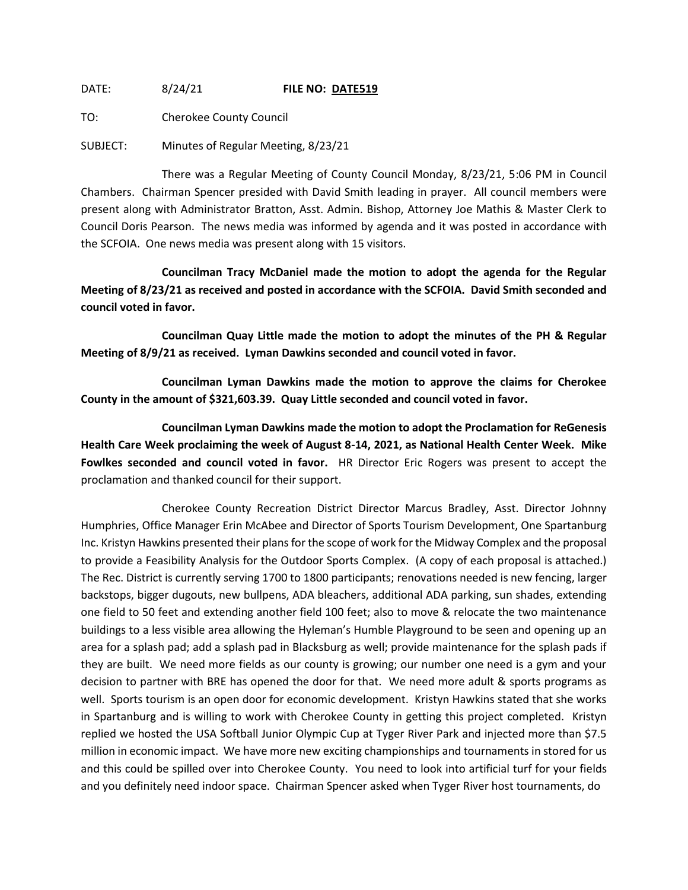DATE: 8/24/21 **FILE NO: DATE519**

TO: Cherokee County Council

SUBJECT: Minutes of Regular Meeting, 8/23/21

There was a Regular Meeting of County Council Monday, 8/23/21, 5:06 PM in Council Chambers. Chairman Spencer presided with David Smith leading in prayer. All council members were present along with Administrator Bratton, Asst. Admin. Bishop, Attorney Joe Mathis & Master Clerk to Council Doris Pearson. The news media was informed by agenda and it was posted in accordance with the SCFOIA. One news media was present along with 15 visitors.

**Councilman Tracy McDaniel made the motion to adopt the agenda for the Regular Meeting of 8/23/21 as received and posted in accordance with the SCFOIA. David Smith seconded and council voted in favor.**

**Councilman Quay Little made the motion to adopt the minutes of the PH & Regular Meeting of 8/9/21 as received. Lyman Dawkins seconded and council voted in favor.**

**Councilman Lyman Dawkins made the motion to approve the claims for Cherokee County in the amount of $321,603.39. Quay Little seconded and council voted in favor.**

**Councilman Lyman Dawkins made the motion to adopt the Proclamation for ReGenesis Health Care Week proclaiming the week of August 8-14, 2021, as National Health Center Week. Mike Fowlkes seconded and council voted in favor.** HR Director Eric Rogers was present to accept the proclamation and thanked council for their support.

Cherokee County Recreation District Director Marcus Bradley, Asst. Director Johnny Humphries, Office Manager Erin McAbee and Director of Sports Tourism Development, One Spartanburg Inc. Kristyn Hawkins presented their plans for the scope of work for the Midway Complex and the proposal to provide a Feasibility Analysis for the Outdoor Sports Complex. (A copy of each proposal is attached.) The Rec. District is currently serving 1700 to 1800 participants; renovations needed is new fencing, larger backstops, bigger dugouts, new bullpens, ADA bleachers, additional ADA parking, sun shades, extending one field to 50 feet and extending another field 100 feet; also to move & relocate the two maintenance buildings to a less visible area allowing the Hyleman's Humble Playground to be seen and opening up an area for a splash pad; add a splash pad in Blacksburg as well; provide maintenance for the splash pads if they are built. We need more fields as our county is growing; our number one need is a gym and your decision to partner with BRE has opened the door for that. We need more adult & sports programs as well. Sports tourism is an open door for economic development. Kristyn Hawkins stated that she works in Spartanburg and is willing to work with Cherokee County in getting this project completed. Kristyn replied we hosted the USA Softball Junior Olympic Cup at Tyger River Park and injected more than $7.5 million in economic impact. We have more new exciting championships and tournaments in stored for us and this could be spilled over into Cherokee County. You need to look into artificial turf for your fields and you definitely need indoor space. Chairman Spencer asked when Tyger River host tournaments, do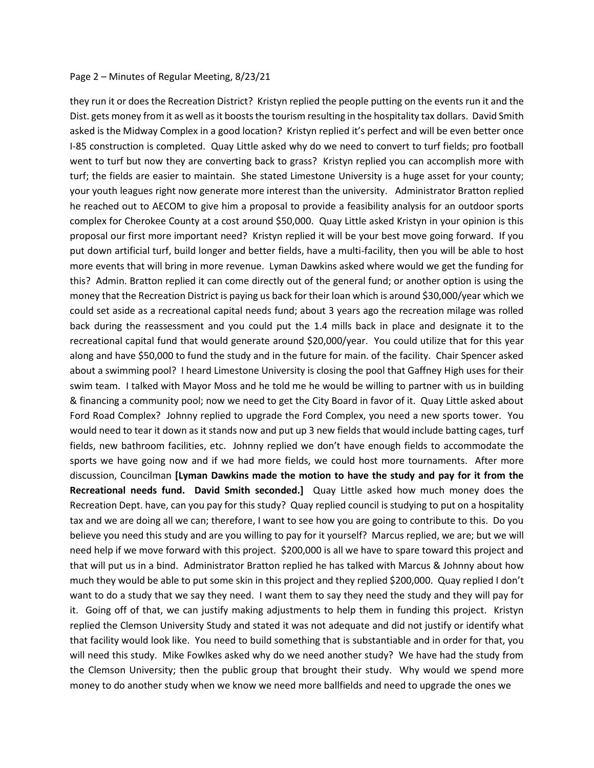they run it or does the Recreation District? Kristyn replied the people putting on the events run it and the Dist. gets money from it as well as it boosts the tourism resulting in the hospitality tax dollars. David Smith asked is the Midway Complex in a good location? Kristyn replied it's perfect and will be even better once I-85 construction is completed. Quay Little asked why do we need to convert to turf fields; pro football went to turf but now they are converting back to grass? Kristyn replied you can accomplish more with turf; the fields are easier to maintain. She stated Limestone University is a huge asset for your county; your youth leagues right now generate more interest than the university. Administrator Bratton replied he reached out to AECOM to give him a proposal to provide a feasibility analysis for an outdoor sports complex for Cherokee County at a cost around $50,000. Quay Little asked Kristyn in your opinion is this proposal our first more important need? Kristyn replied it will be your best move going forward. If you put down artificial turf, build longer and better fields, have a multi-facility, then you will be able to host more events that will bring in more revenue. Lyman Dawkins asked where would we get the funding for this? Admin. Bratton replied it can come directly out of the general fund; or another option is using the money that the Recreation District is paying us back for their loan which is around $30,000/year which we could set aside as a recreational capital needs fund; about 3 years ago the recreation milage was rolled back during the reassessment and you could put the 1.4 mills back in place and designate it to the recreational capital fund that would generate around $20,000/year. You could utilize that for this year along and have $50,000 to fund the study and in the future for main. of the facility. Chair Spencer asked about a swimming pool? I heard Limestone University is closing the pool that Gaffney High uses for their swim team. I talked with Mayor Moss and he told me he would be willing to partner with us in building & financing a community pool; now we need to get the City Board in favor of it. Quay Little asked about Ford Road Complex? Johnny replied to upgrade the Ford Complex, you need a new sports tower. You would need to tear it down as it stands now and put up 3 new fields that would include batting cages, turf fields, new bathroom facilities, etc. Johnny replied we don't have enough fields to accommodate the sports we have going now and if we had more fields, we could host more tournaments. After more discussion, Councilman **[Lyman Dawkins made the motion to have the study and pay for it from the Recreational needs fund. David Smith seconded.]** Quay Little asked how much money does the Recreation Dept. have, can you pay for this study? Quay replied council is studying to put on a hospitality tax and we are doing all we can; therefore, I want to see how you are going to contribute to this. Do you believe you need this study and are you willing to pay for it yourself? Marcus replied, we are; but we will need help if we move forward with this project. $200,000 is all we have to spare toward this project and that will put us in a bind. Administrator Bratton replied he has talked with Marcus & Johnny about how much they would be able to put some skin in this project and they replied $200,000. Quay replied I don't want to do a study that we say they need. I want them to say they need the study and they will pay for it. Going off of that, we can justify making adjustments to help them in funding this project. Kristyn replied the Clemson University Study and stated it was not adequate and did not justify or identify what that facility would look like. You need to build something that is substantiable and in order for that, you will need this study. Mike Fowlkes asked why do we need another study? We have had the study from the Clemson University; then the public group that brought their study. Why would we spend more money to do another study when we know we need more ballfields and need to upgrade the ones we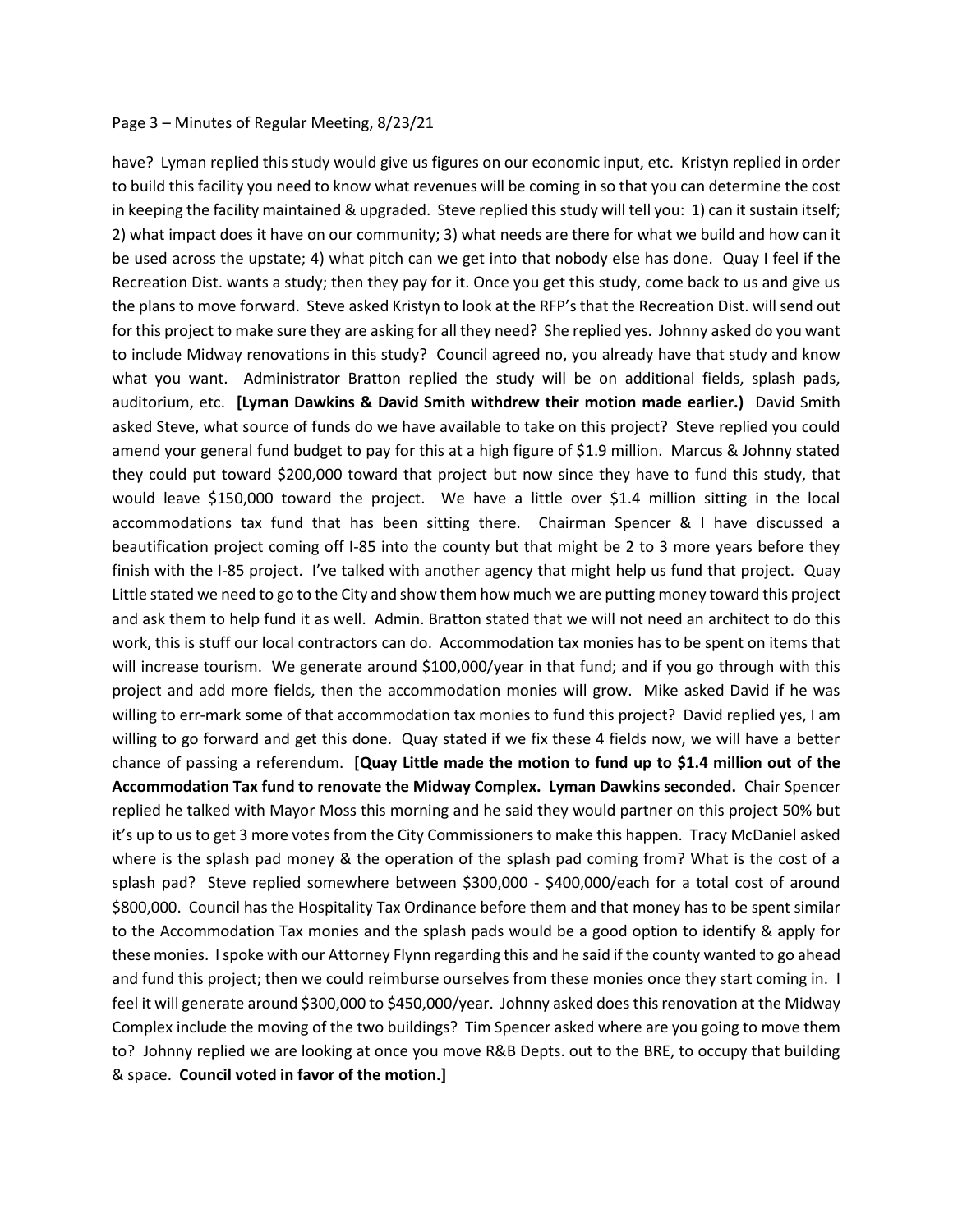have? Lyman replied this study would give us figures on our economic input, etc. Kristyn replied in order to build this facility you need to know what revenues will be coming in so that you can determine the cost in keeping the facility maintained & upgraded. Steve replied this study will tell you: 1) can it sustain itself; 2) what impact does it have on our community; 3) what needs are there for what we build and how can it be used across the upstate; 4) what pitch can we get into that nobody else has done. Quay I feel if the Recreation Dist. wants a study; then they pay for it. Once you get this study, come back to us and give us the plans to move forward. Steve asked Kristyn to look at the RFP's that the Recreation Dist. will send out for this project to make sure they are asking for all they need? She replied yes. Johnny asked do you want to include Midway renovations in this study? Council agreed no, you already have that study and know what you want. Administrator Bratton replied the study will be on additional fields, splash pads, auditorium, etc. **[Lyman Dawkins & David Smith withdrew their motion made earlier.)** David Smith asked Steve, what source of funds do we have available to take on this project? Steve replied you could amend your general fund budget to pay for this at a high figure of $1.9 million. Marcus & Johnny stated they could put toward $200,000 toward that project but now since they have to fund this study, that would leave $150,000 toward the project. We have a little over $1.4 million sitting in the local accommodations tax fund that has been sitting there. Chairman Spencer & I have discussed a beautification project coming off I-85 into the county but that might be 2 to 3 more years before they finish with the I-85 project. I've talked with another agency that might help us fund that project. Quay Little stated we need to go to the City and show them how much we are putting money toward this project and ask them to help fund it as well. Admin. Bratton stated that we will not need an architect to do this work, this is stuff our local contractors can do. Accommodation tax monies has to be spent on items that will increase tourism. We generate around $100,000/year in that fund; and if you go through with this project and add more fields, then the accommodation monies will grow. Mike asked David if he was willing to err-mark some of that accommodation tax monies to fund this project? David replied yes, I am willing to go forward and get this done. Quay stated if we fix these 4 fields now, we will have a better chance of passing a referendum. **[Quay Little made the motion to fund up to $1.4 million out of the Accommodation Tax fund to renovate the Midway Complex. Lyman Dawkins seconded.** Chair Spencer replied he talked with Mayor Moss this morning and he said they would partner on this project 50% but it's up to us to get 3 more votes from the City Commissioners to make this happen. Tracy McDaniel asked where is the splash pad money & the operation of the splash pad coming from? What is the cost of a splash pad? Steve replied somewhere between $300,000 - $400,000/each for a total cost of around $800,000. Council has the Hospitality Tax Ordinance before them and that money has to be spent similar to the Accommodation Tax monies and the splash pads would be a good option to identify & apply for these monies. I spoke with our Attorney Flynn regarding this and he said if the county wanted to go ahead and fund this project; then we could reimburse ourselves from these monies once they start coming in. I feel it will generate around $300,000 to $450,000/year. Johnny asked does this renovation at the Midway Complex include the moving of the two buildings? Tim Spencer asked where are you going to move them to? Johnny replied we are looking at once you move R&B Depts. out to the BRE, to occupy that building & space. **Council voted in favor of the motion.]**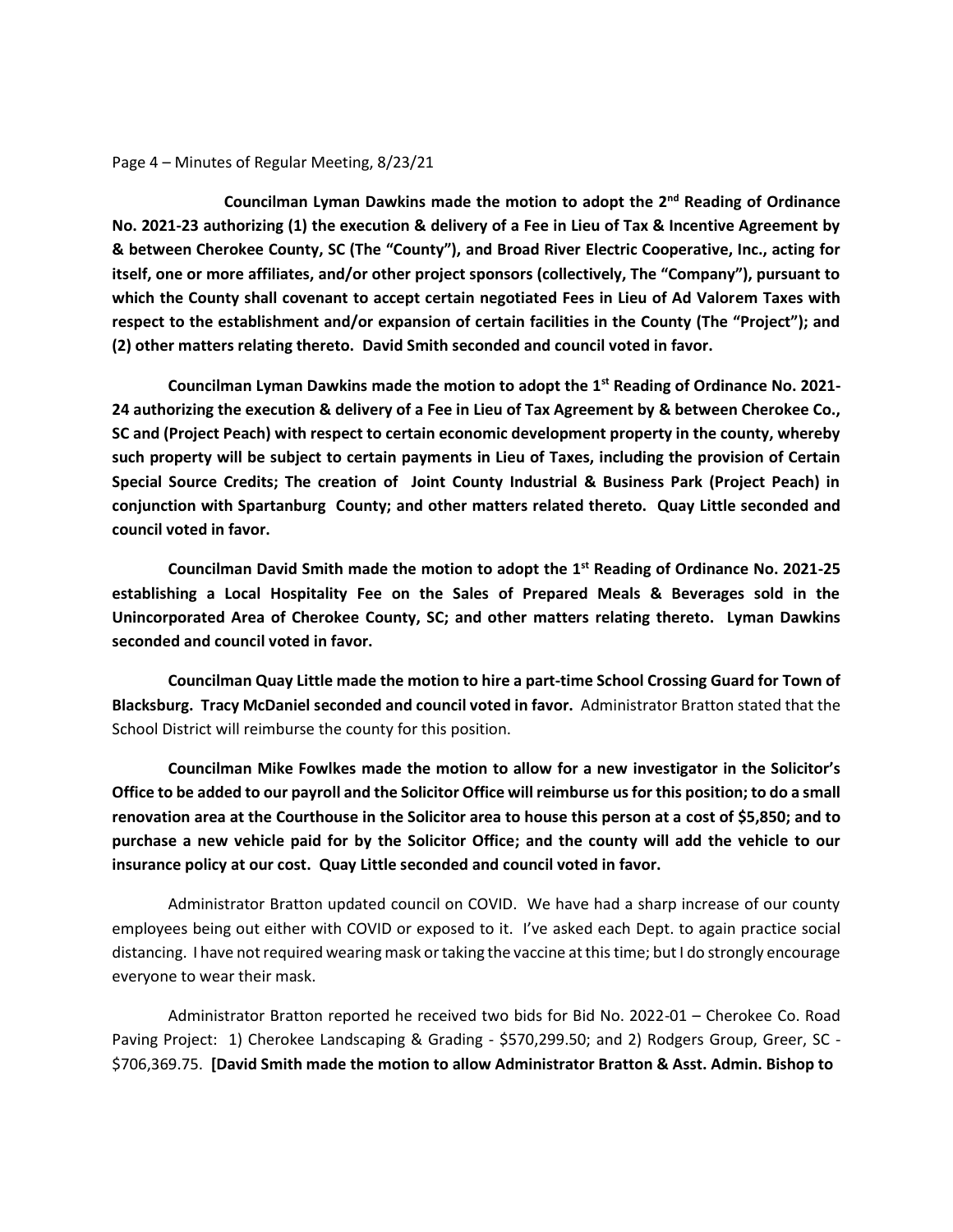**Councilman Lyman Dawkins made the motion to adopt the 2nd Reading of Ordinance No. 2021-23 authorizing (1) the execution & delivery of a Fee in Lieu of Tax & Incentive Agreement by & between Cherokee County, SC (The "County"), and Broad River Electric Cooperative, Inc., acting for itself, one or more affiliates, and/or other project sponsors (collectively, The "Company"), pursuant to which the County shall covenant to accept certain negotiated Fees in Lieu of Ad Valorem Taxes with respect to the establishment and/or expansion of certain facilities in the County (The "Project"); and (2) other matters relating thereto. David Smith seconded and council voted in favor.**

**Councilman Lyman Dawkins made the motion to adopt the 1st Reading of Ordinance No. 2021-24 authorizing the execution & delivery of a Fee in Lieu of Tax Agreement by & between Cherokee Co., SC and (Project Peach) with respect to certain economic development property in the county, whereby such property will be subject to certain payments in Lieu of Taxes, including the provision of Certain Special Source Credits; The creation of Joint County Industrial & Business Park (Project Peach) in conjunction with Spartanburg County; and other matters related thereto. Quay Little seconded and council voted in favor.**

**Councilman David Smith made the motion to adopt the 1st Reading of Ordinance No. 2021-25 establishing a Local Hospitality Fee on the Sales of Prepared Meals & Beverages sold in the Unincorporated Area of Cherokee County, SC; and other matters relating thereto. Lyman Dawkins seconded and council voted in favor.**

**Councilman Quay Little made the motion to hire a part-time School Crossing Guard for Town of Blacksburg. Tracy McDaniel seconded and council voted in favor.** Administrator Bratton stated that the School District will reimburse the county for this position.

**Councilman Mike Fowlkes made the motion to allow for a new investigator in the Solicitor's Office to be added to our payroll and the Solicitor Office will reimburse us for this position; to do a small renovation area at the Courthouse in the Solicitor area to house this person at a cost of $5,850; and to purchase a new vehicle paid for by the Solicitor Office; and the county will add the vehicle to our insurance policy at our cost. Quay Little seconded and council voted in favor.**

Administrator Bratton updated council on COVID. We have had a sharp increase of our county employees being out either with COVID or exposed to it. I've asked each Dept. to again practice social distancing. I have not required wearing mask or taking the vaccine at this time; but I do strongly encourage everyone to wear their mask.

Administrator Bratton reported he received two bids for Bid No. 2022-01 – Cherokee Co. Road Paving Project: 1) Cherokee Landscaping & Grading - $570,299.50; and 2) Rodgers Group, Greer, SC - $706,369.75. **[David Smith made the motion to allow Administrator Bratton & Asst. Admin. Bishop to**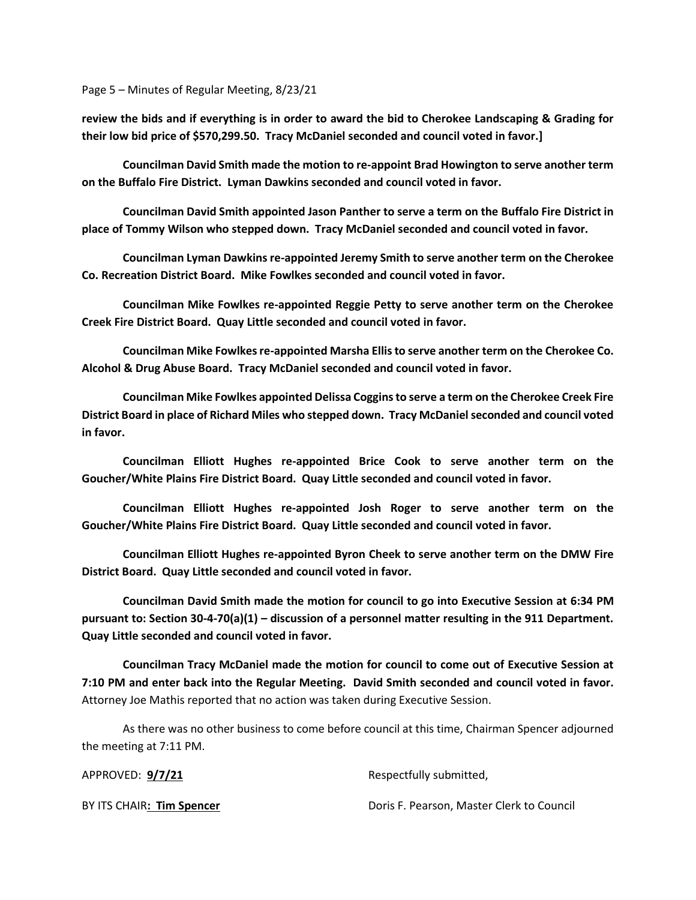**review the bids and if everything is in order to award the bid to Cherokee Landscaping & Grading for their low bid price of $570,299.50. Tracy McDaniel seconded and council voted in favor.]**

**Councilman David Smith made the motion to re-appoint Brad Howington to serve another term on the Buffalo Fire District. Lyman Dawkins seconded and council voted in favor.**

**Councilman David Smith appointed Jason Panther to serve a term on the Buffalo Fire District in place of Tommy Wilson who stepped down. Tracy McDaniel seconded and council voted in favor.**

**Councilman Lyman Dawkins re-appointed Jeremy Smith to serve another term on the Cherokee Co. Recreation District Board. Mike Fowlkes seconded and council voted in favor.**

**Councilman Mike Fowlkes re-appointed Reggie Petty to serve another term on the Cherokee Creek Fire District Board. Quay Little seconded and council voted in favor.**

**Councilman Mike Fowlkes re-appointed Marsha Ellis to serve another term on the Cherokee Co. Alcohol & Drug Abuse Board. Tracy McDaniel seconded and council voted in favor.**

**Councilman Mike Fowlkes appointed Delissa Coggins to serve a term on the Cherokee Creek Fire District Board in place of Richard Miles who stepped down. Tracy McDaniel seconded and council voted in favor.**

**Councilman Elliott Hughes re-appointed Brice Cook to serve another term on the Goucher/White Plains Fire District Board. Quay Little seconded and council voted in favor.**

**Councilman Elliott Hughes re-appointed Josh Roger to serve another term on the Goucher/White Plains Fire District Board. Quay Little seconded and council voted in favor.**

**Councilman Elliott Hughes re-appointed Byron Cheek to serve another term on the DMW Fire District Board. Quay Little seconded and council voted in favor.**

**Councilman David Smith made the motion for council to go into Executive Session at 6:34 PM pursuant to: Section 30-4-70(a)(1) – discussion of a personnel matter resulting in the 911 Department. Quay Little seconded and council voted in favor.**

**Councilman Tracy McDaniel made the motion for council to come out of Executive Session at 7:10 PM and enter back into the Regular Meeting. David Smith seconded and council voted in favor.** Attorney Joe Mathis reported that no action was taken during Executive Session.

As there was no other business to come before council at this time, Chairman Spencer adjourned the meeting at 7:11 PM.

APPROVED: **9/7/21** Respectfully submitted,

BY ITS CHAIR**: Tim Spencer** Doris F. Pearson, Master Clerk to Council